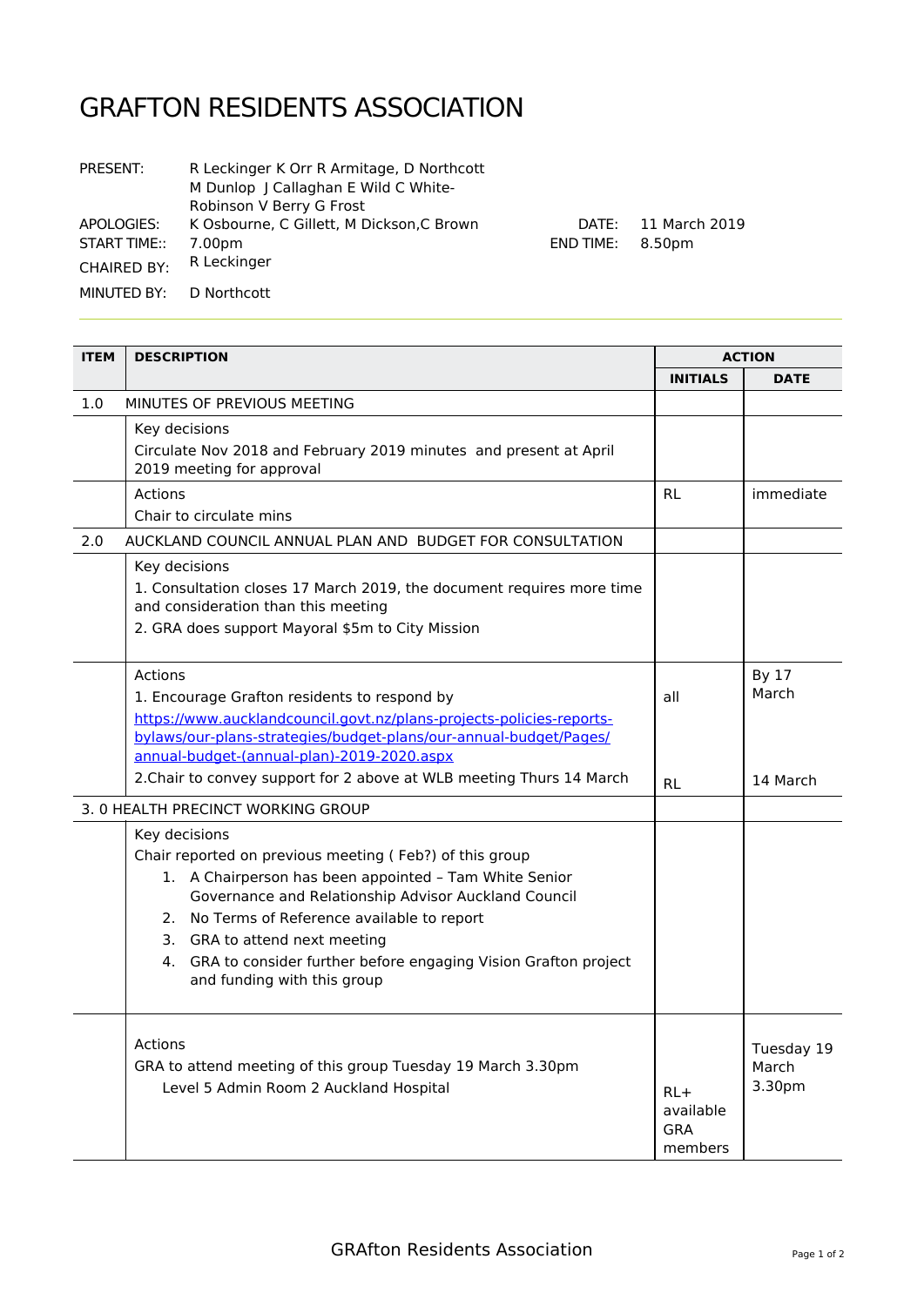# GRAFTON RESIDENTS ASSOCIATION

| | | | |
|---|---|---|---|
| PRESENT: | R Leckinger K Orr R Armitage, D Northcott M Dunlop J Callaghan E Wild C White-Robinson V Berry G Frost | | |
| APOLOGIES: | K Osbourne, C Gillett, M Dickson,C Brown | DATE: | 11 March 2019 |
| START TIME:: | 7.00pm | END TIME: | 8.50pm |
| CHAIRED BY: | R Leckinger | | |
| MINUTED BY: | D Northcott | | |

| ITEM | DESCRIPTION | ACTION | |
|---|---|---|---|
| | | **INITIALS** | **DATE** |
| 1.0 | MINUTES OF PREVIOUS MEETING | | |
| | Key decisions<br>Circulate Nov 2018 and February 2019 minutes and present at April 2019 meeting for approval | | |
| | Actions<br>Chair to circulate mins | RL | immediate |
| 2.0 | AUCKLAND COUNCIL ANNUAL PLAN AND BUDGET FOR CONSULTATION | | |
| | Key decisions<br>1. Consultation closes 17 March 2019, the document requires more time and consideration than this meeting<br>2. GRA does support Mayoral $5m to City Mission | | |
| | Actions<br>1. Encourage Grafton residents to respond by [https://www.aucklandcouncil.govt.nz/plans-projects-policies-reports-bylaws/our-plans-strategies/budget-plans/our-annual-budget/Pages/annual-budget-(annual-plan)-2019-2020.aspx](https://www.aucklandcouncil.govt.nz/plans-projects-policies-reports-bylaws/our-plans-strategies/budget-plans/our-annual-budget/Pages/annual-budget-(annual-plan)-2019-2020.aspx)<br>2.Chair to convey support for 2 above at WLB meeting Thurs 14 March | all<br><br>RL | By 17 March<br><br>14 March |
| 3. 0 HEALTH PRECINCT WORKING GROUP | | | |
| | Key decisions<br>Chair reported on previous meeting ( Feb?) of this group<br>1. A Chairperson has been appointed – Tam White Senior Governance and Relationship Advisor Auckland Council<br>2. No Terms of Reference available to report<br>3. GRA to attend next meeting<br>4. GRA to consider further before engaging Vision Grafton project and funding with this group | | |
| | Actions<br>GRA to attend meeting of this group Tuesday 19 March 3.30pm Level 5 Admin Room 2 Auckland Hospital | RL+ available GRA members | Tuesday 19 March 3.30pm |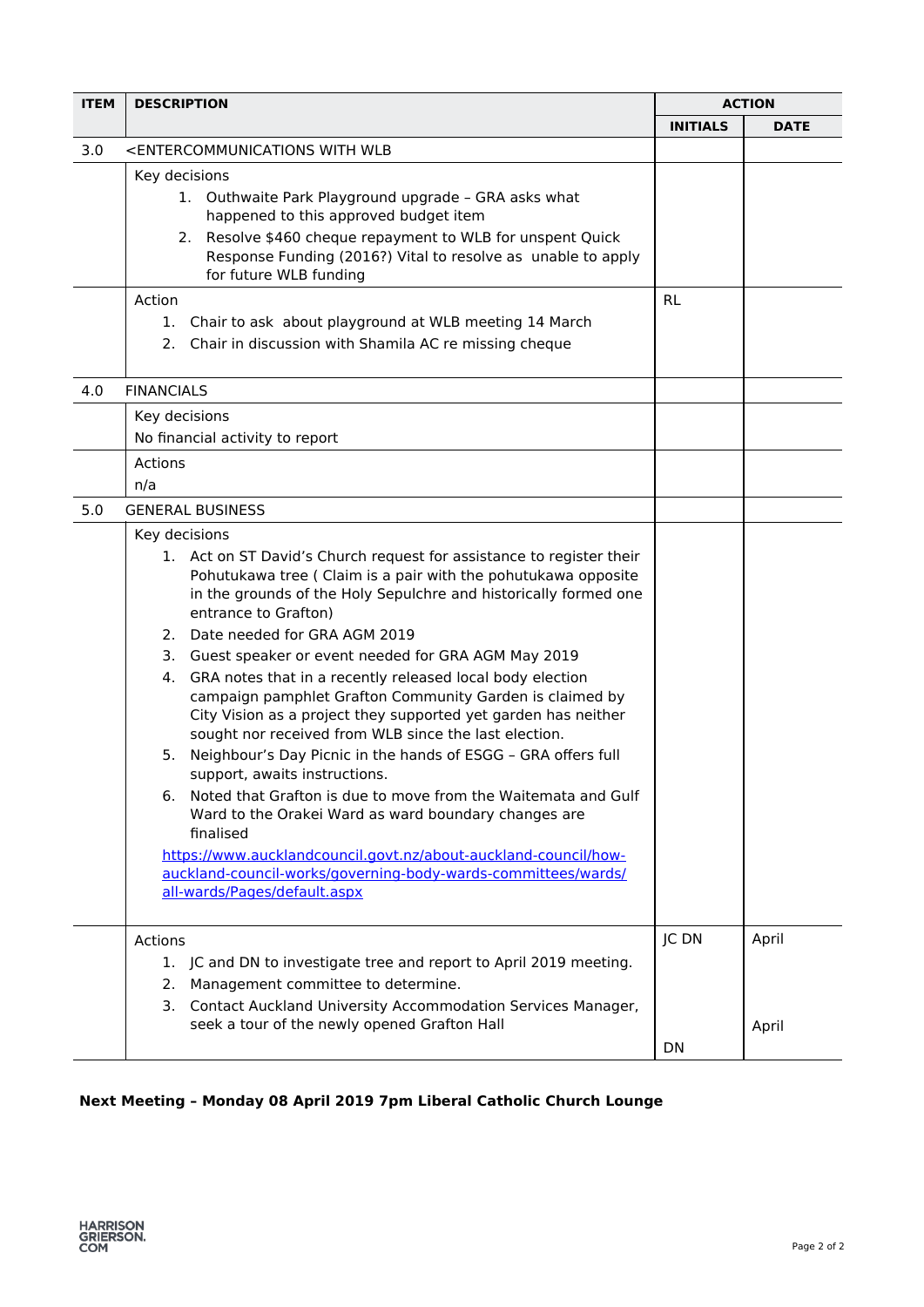| ITEM | DESCRIPTION | ACTION | |
|---|---|---|---|
| | | INITIALS | DATE |
| 3.0 | <ENTERCOMMUNICATIONS WITH WLB | | |
| | Key decisions<br>1. Outhwaite Park Playground upgrade – GRA asks what happened to this approved budget item<br>2. Resolve $460 cheque repayment to WLB for unspent Quick Response Funding (2016?) Vital to resolve as unable to apply for future WLB funding | | |
| | Action<br>1. Chair to ask about playground at WLB meeting 14 March<br>2. Chair in discussion with Shamila AC re missing cheque | RL | |
| 4.0 | FINANCIALS | | |
| | Key decisions<br>No financial activity to report | | |
| | Actions<br>n/a | | |
| 5.0 | GENERAL BUSINESS | | |
| | Key decisions<br>1. Act on ST David's Church request for assistance to register their Pohutukawa tree ( Claim is a pair with the pohutukawa opposite in the grounds of the Holy Sepulchre and historically formed one entrance to Grafton)<br>2. Date needed for GRA AGM 2019<br>3. Guest speaker or event needed for GRA AGM May 2019<br>4. GRA notes that in a recently released local body election campaign pamphlet Grafton Community Garden is claimed by City Vision as a project they supported yet garden has neither sought nor received from WLB since the last election.<br>5. Neighbour's Day Picnic in the hands of ESGG – GRA offers full support, awaits instructions.<br>6. Noted that Grafton is due to move from the Waitemata and Gulf Ward to the Orakei Ward as ward boundary changes are finalised<br>https://www.aucklandcouncil.govt.nz/about-auckland-council/how-auckland-council-works/governing-body-wards-committees/wards/all-wards/Pages/default.aspx | | |
| | Actions<br>1. JC and DN to investigate tree and report to April 2019 meeting.<br>2. Management committee to determine.<br>3. Contact Auckland University Accommodation Services Manager, seek a tour of the newly opened Grafton Hall | JC DN<br><br>DN | April<br><br>April |

**Next Meeting – Monday 08 April 2019 7pm Liberal Catholic Church Lounge**